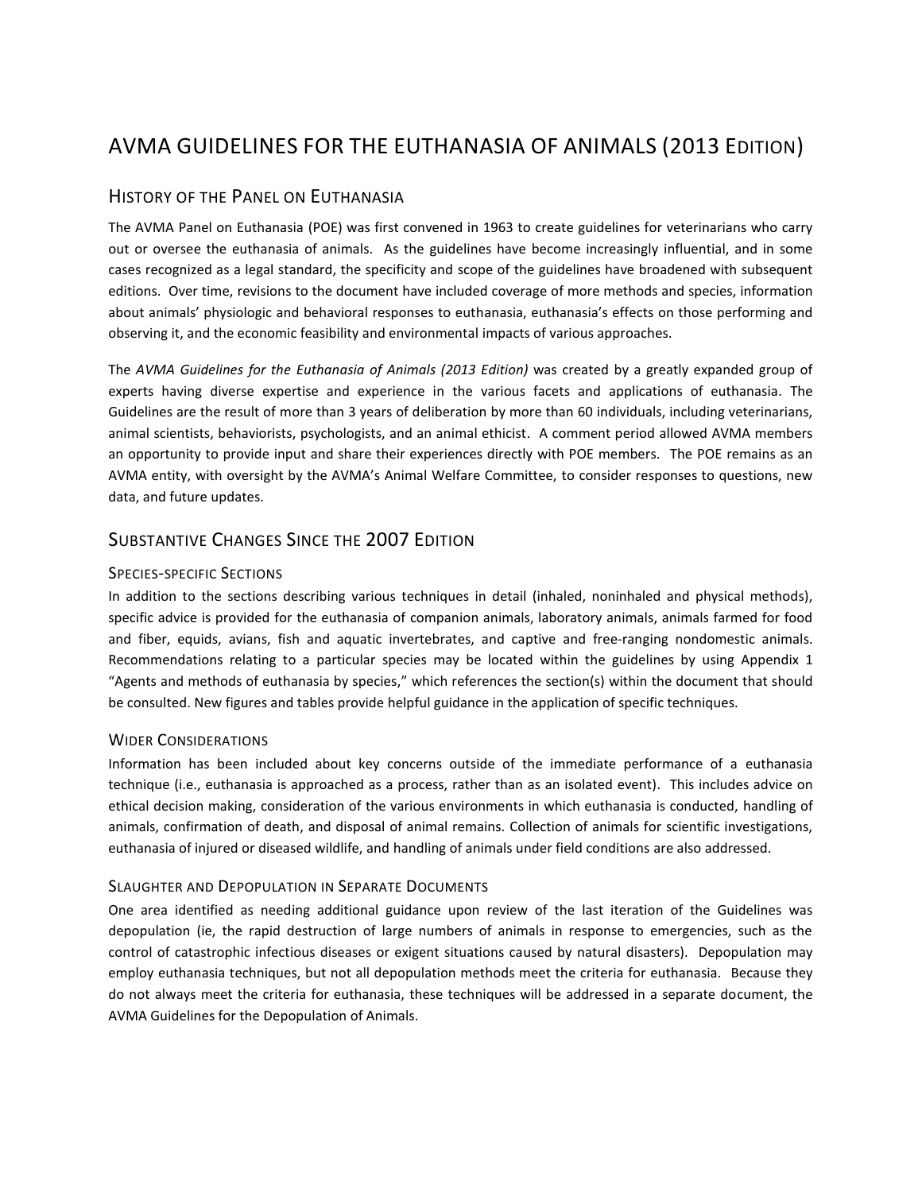# AVMA GUIDELINES FOR THE EUTHANASIA OF ANIMALS (2013 EDITION)

## HISTORY OF THE PANEL ON EUTHANASIA

The AVMA Panel on Euthanasia (POE) was first convened in 1963 to create guidelines for veterinarians who carry out or oversee the euthanasia of animals. As the guidelines have become increasingly influential, and in some cases recognized as a legal standard, the specificity and scope of the guidelines have broadened with subsequent editions. Over time, revisions to the document have included coverage of more methods and species, information about animals' physiologic and behavioral responses to euthanasia, euthanasia's effects on those performing and observing it, and the economic feasibility and environmental impacts of various approaches.

The *AVMA Guidelines for the Euthanasia of Animals (2013 Edition)* was created by a greatly expanded group of experts having diverse expertise and experience in the various facets and applications of euthanasia. The Guidelines are the result of more than 3 years of deliberation by more than 60 individuals, including veterinarians, animal scientists, behaviorists, psychologists, and an animal ethicist. A comment period allowed AVMA members an opportunity to provide input and share their experiences directly with POE members. The POE remains as an AVMA entity, with oversight by the AVMA's Animal Welfare Committee, to consider responses to questions, new data, and future updates.

## SUBSTANTIVE CHANGES SINCE THE 2007 EDITION

### SPECIES-SPECIFIC SECTIONS

In addition to the sections describing various techniques in detail (inhaled, noninhaled and physical methods), specific advice is provided for the euthanasia of companion animals, laboratory animals, animals farmed for food and fiber, equids, avians, fish and aquatic invertebrates, and captive and free-ranging nondomestic animals. Recommendations relating to a particular species may be located within the guidelines by using Appendix 1 "Agents and methods of euthanasia by species," which references the section(s) within the document that should be consulted. New figures and tables provide helpful guidance in the application of specific techniques.

### WIDER CONSIDERATIONS

Information has been included about key concerns outside of the immediate performance of a euthanasia technique (i.e., euthanasia is approached as a process, rather than as an isolated event). This includes advice on ethical decision making, consideration of the various environments in which euthanasia is conducted, handling of animals, confirmation of death, and disposal of animal remains. Collection of animals for scientific investigations, euthanasia of injured or diseased wildlife, and handling of animals under field conditions are also addressed.

### SLAUGHTER AND DEPOPULATION IN SEPARATE DOCUMENTS

One area identified as needing additional guidance upon review of the last iteration of the Guidelines was depopulation (ie, the rapid destruction of large numbers of animals in response to emergencies, such as the control of catastrophic infectious diseases or exigent situations caused by natural disasters). Depopulation may employ euthanasia techniques, but not all depopulation methods meet the criteria for euthanasia. Because they do not always meet the criteria for euthanasia, these techniques will be addressed in a separate document, the AVMA Guidelines for the Depopulation of Animals.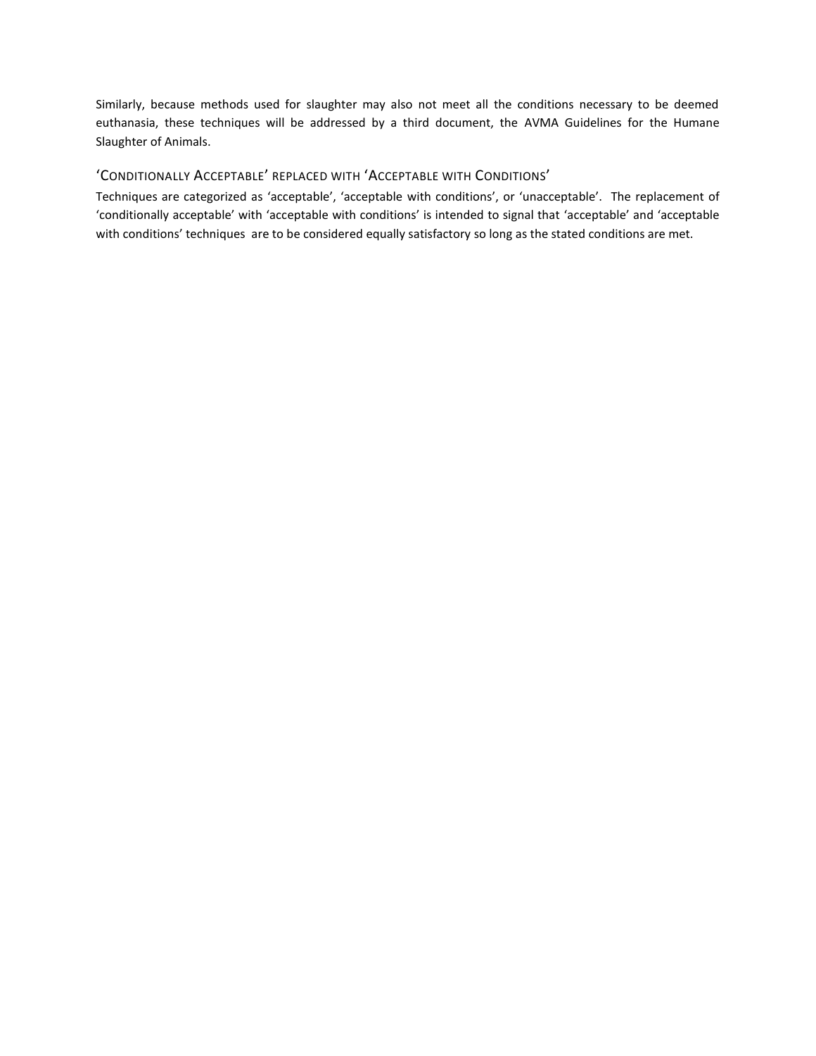Similarly, because methods used for slaughter may also not meet all the conditions necessary to be deemed euthanasia, these techniques will be addressed by a third document, the AVMA Guidelines for the Humane Slaughter of Animals.

## 'Conditionally Acceptable' replaced with 'Acceptable with Conditions'

Techniques are categorized as 'acceptable', 'acceptable with conditions', or 'unacceptable'. The replacement of 'conditionally acceptable' with 'acceptable with conditions' is intended to signal that 'acceptable' and 'acceptable with conditions' techniques are to be considered equally satisfactory so long as the stated conditions are met.